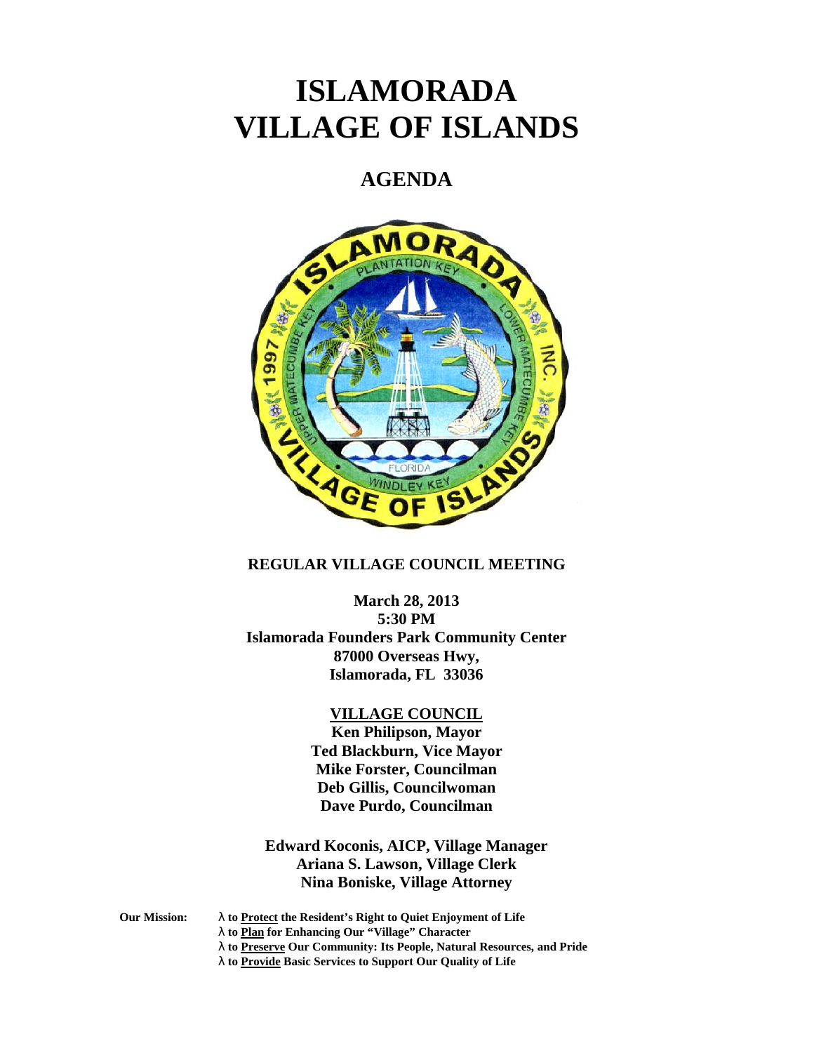# ISLAMORADA VILLAGE OF ISLANDS

## AGENDA

**REGULAR VILLAGE COUNCIL MEETING**

**March 28, 2013**
**5:30 PM**
**Islamorada Founders Park Community Center**
**87000 Overseas Hwy,**
**Islamorada, FL 33036**

**<u>VILLAGE COUNCIL</u>**
**Ken Philipson, Mayor**
**Ted Blackburn, Vice Mayor**
**Mike Forster, Councilman**
**Deb Gillis, Councilwoman**
**Dave Purdo, Councilman**

**Edward Koconis, AICP, Village Manager**
**Ariana S. Lawson, Village Clerk**
**Nina Boniske, Village Attorney**

**Our Mission:**
- **to <u>Protect</u> the Resident's Right to Quiet Enjoyment of Life**
- **to <u>Plan</u> for Enhancing Our "Village" Character**
- **to <u>Preserve</u> Our Community: Its People, Natural Resources, and Pride**
- **to <u>Provide</u> Basic Services to Support Our Quality of Life**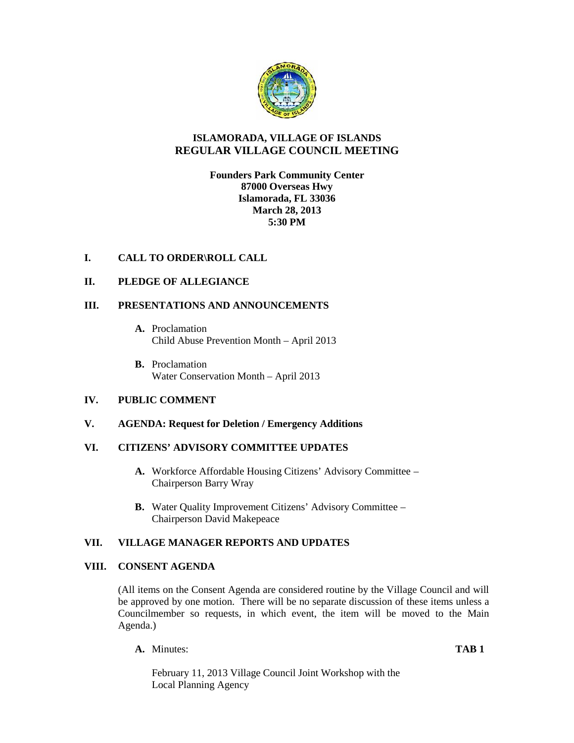# ISLAMORADA, VILLAGE OF ISLANDS
# REGULAR VILLAGE COUNCIL MEETING

**Founders Park Community Center**
**87000 Overseas Hwy**
**Islamorada, FL 33036**
**March 28, 2013**
**5:30 PM**

## I. CALL TO ORDER\ROLL CALL

## II. PLEDGE OF ALLEGIANCE

## III. PRESENTATIONS AND ANNOUNCEMENTS

**A.** Proclamation
Child Abuse Prevention Month – April 2013

**B.** Proclamation
Water Conservation Month – April 2013

## IV. PUBLIC COMMENT

## V. AGENDA: Request for Deletion / Emergency Additions

## VI. CITIZENS' ADVISORY COMMITTEE UPDATES

**A.** Workforce Affordable Housing Citizens' Advisory Committee – Chairperson Barry Wray

**B.** Water Quality Improvement Citizens' Advisory Committee – Chairperson David Makepeace

## VII. VILLAGE MANAGER REPORTS AND UPDATES

## VIII. CONSENT AGENDA

(All items on the Consent Agenda are considered routine by the Village Council and will be approved by one motion. There will be no separate discussion of these items unless a Councilmember so requests, in which event, the item will be moved to the Main Agenda.)

**A.** Minutes: **TAB 1**

February 11, 2013 Village Council Joint Workshop with the Local Planning Agency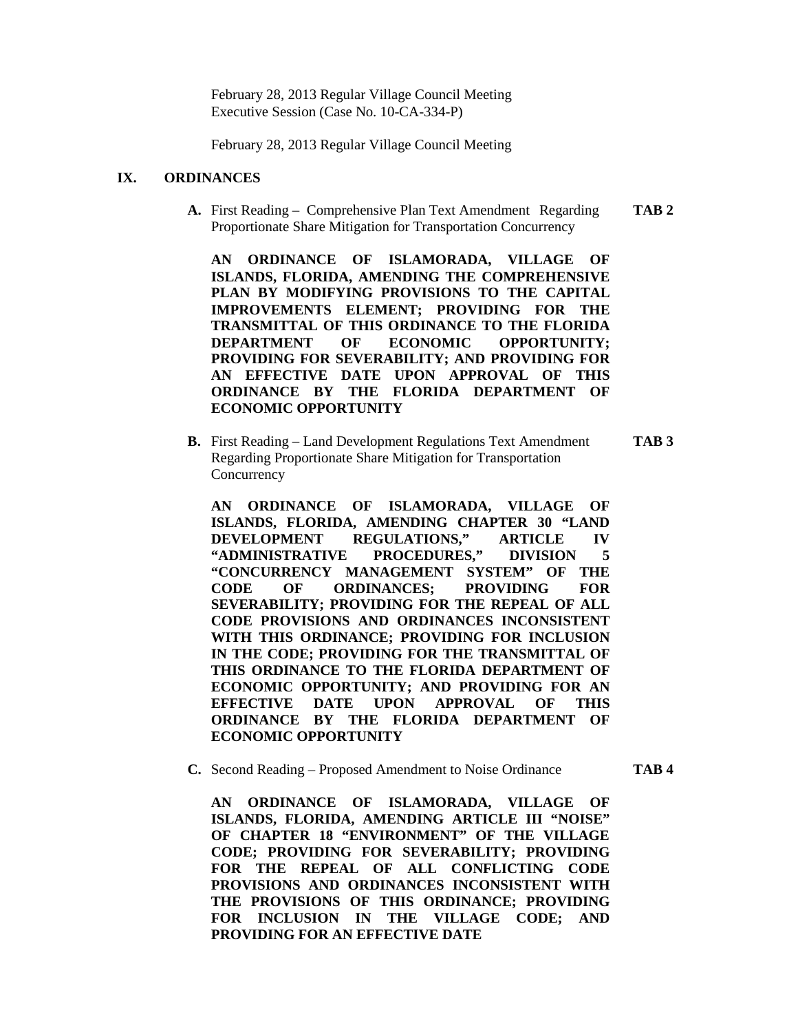February 28, 2013 Regular Village Council Meeting
Executive Session (Case No. 10-CA-334-P)

February 28, 2013 Regular Village Council Meeting

## IX. ORDINANCES

**A.** First Reading – Comprehensive Plan Text Amendment Regarding Proportionate Share Mitigation for Transportation Concurrency **TAB 2**

**AN ORDINANCE OF ISLAMORADA, VILLAGE OF ISLANDS, FLORIDA, AMENDING THE COMPREHENSIVE PLAN BY MODIFYING PROVISIONS TO THE CAPITAL IMPROVEMENTS ELEMENT; PROVIDING FOR THE TRANSMITTAL OF THIS ORDINANCE TO THE FLORIDA DEPARTMENT OF ECONOMIC OPPORTUNITY; PROVIDING FOR SEVERABILITY; AND PROVIDING FOR AN EFFECTIVE DATE UPON APPROVAL OF THIS ORDINANCE BY THE FLORIDA DEPARTMENT OF ECONOMIC OPPORTUNITY**

**B.** First Reading – Land Development Regulations Text Amendment Regarding Proportionate Share Mitigation for Transportation Concurrency **TAB 3**

**AN ORDINANCE OF ISLAMORADA, VILLAGE OF ISLANDS, FLORIDA, AMENDING CHAPTER 30 "LAND DEVELOPMENT REGULATIONS," ARTICLE IV "ADMINISTRATIVE PROCEDURES," DIVISION 5 "CONCURRENCY MANAGEMENT SYSTEM" OF THE CODE OF ORDINANCES; PROVIDING FOR SEVERABILITY; PROVIDING FOR THE REPEAL OF ALL CODE PROVISIONS AND ORDINANCES INCONSISTENT WITH THIS ORDINANCE; PROVIDING FOR INCLUSION IN THE CODE; PROVIDING FOR THE TRANSMITTAL OF THIS ORDINANCE TO THE FLORIDA DEPARTMENT OF ECONOMIC OPPORTUNITY; AND PROVIDING FOR AN EFFECTIVE DATE UPON APPROVAL OF THIS ORDINANCE BY THE FLORIDA DEPARTMENT OF ECONOMIC OPPORTUNITY**

**C.** Second Reading – Proposed Amendment to Noise Ordinance **TAB 4**

**AN ORDINANCE OF ISLAMORADA, VILLAGE OF ISLANDS, FLORIDA, AMENDING ARTICLE III "NOISE" OF CHAPTER 18 "ENVIRONMENT" OF THE VILLAGE CODE; PROVIDING FOR SEVERABILITY; PROVIDING FOR THE REPEAL OF ALL CONFLICTING CODE PROVISIONS AND ORDINANCES INCONSISTENT WITH THE PROVISIONS OF THIS ORDINANCE; PROVIDING FOR INCLUSION IN THE VILLAGE CODE; AND PROVIDING FOR AN EFFECTIVE DATE**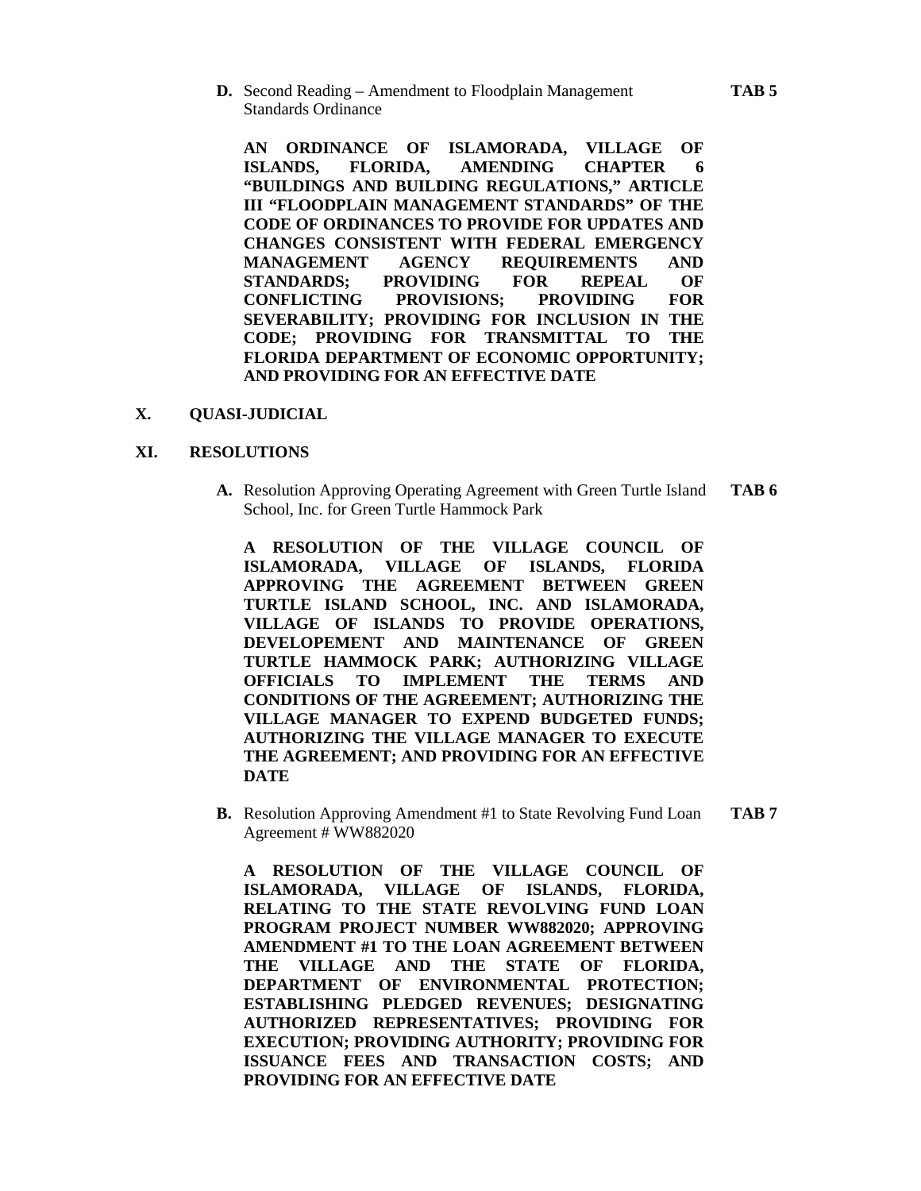**D.** Second Reading – Amendment to Floodplain Management Standards Ordinance **TAB 5**

**AN ORDINANCE OF ISLAMORADA, VILLAGE OF ISLANDS, FLORIDA, AMENDING CHAPTER 6 "BUILDINGS AND BUILDING REGULATIONS," ARTICLE III "FLOODPLAIN MANAGEMENT STANDARDS" OF THE CODE OF ORDINANCES TO PROVIDE FOR UPDATES AND CHANGES CONSISTENT WITH FEDERAL EMERGENCY MANAGEMENT AGENCY REQUIREMENTS AND STANDARDS; PROVIDING FOR REPEAL OF CONFLICTING PROVISIONS; PROVIDING FOR SEVERABILITY; PROVIDING FOR INCLUSION IN THE CODE; PROVIDING FOR TRANSMITTAL TO THE FLORIDA DEPARTMENT OF ECONOMIC OPPORTUNITY; AND PROVIDING FOR AN EFFECTIVE DATE**

## X. QUASI-JUDICIAL

## XI. RESOLUTIONS

**A.** Resolution Approving Operating Agreement with Green Turtle Island School, Inc. for Green Turtle Hammock Park **TAB 6**

**A RESOLUTION OF THE VILLAGE COUNCIL OF ISLAMORADA, VILLAGE OF ISLANDS, FLORIDA APPROVING THE AGREEMENT BETWEEN GREEN TURTLE ISLAND SCHOOL, INC. AND ISLAMORADA, VILLAGE OF ISLANDS TO PROVIDE OPERATIONS, DEVELOPEMENT AND MAINTENANCE OF GREEN TURTLE HAMMOCK PARK; AUTHORIZING VILLAGE OFFICIALS TO IMPLEMENT THE TERMS AND CONDITIONS OF THE AGREEMENT; AUTHORIZING THE VILLAGE MANAGER TO EXPEND BUDGETED FUNDS; AUTHORIZING THE VILLAGE MANAGER TO EXECUTE THE AGREEMENT; AND PROVIDING FOR AN EFFECTIVE DATE**

**B.** Resolution Approving Amendment #1 to State Revolving Fund Loan Agreement # WW882020 **TAB 7**

**A RESOLUTION OF THE VILLAGE COUNCIL OF ISLAMORADA, VILLAGE OF ISLANDS, FLORIDA, RELATING TO THE STATE REVOLVING FUND LOAN PROGRAM PROJECT NUMBER WW882020; APPROVING AMENDMENT #1 TO THE LOAN AGREEMENT BETWEEN THE VILLAGE AND THE STATE OF FLORIDA, DEPARTMENT OF ENVIRONMENTAL PROTECTION; ESTABLISHING PLEDGED REVENUES; DESIGNATING AUTHORIZED REPRESENTATIVES; PROVIDING FOR EXECUTION; PROVIDING AUTHORITY; PROVIDING FOR ISSUANCE FEES AND TRANSACTION COSTS; AND PROVIDING FOR AN EFFECTIVE DATE**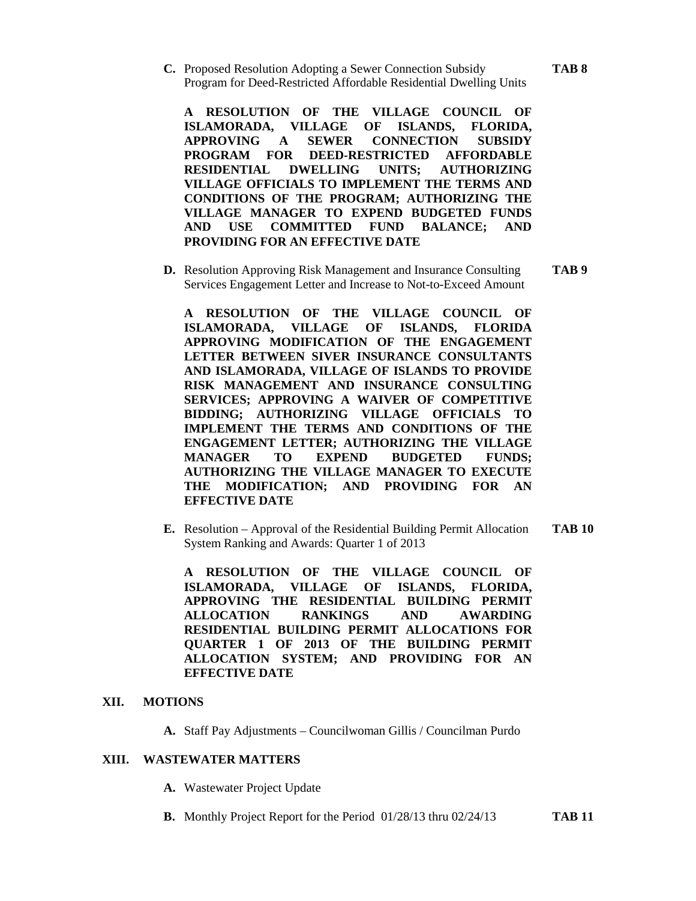**C.** Proposed Resolution Adopting a Sewer Connection Subsidy Program for Deed-Restricted Affordable Residential Dwelling Units **TAB 8**

**A RESOLUTION OF THE VILLAGE COUNCIL OF ISLAMORADA, VILLAGE OF ISLANDS, FLORIDA, APPROVING A SEWER CONNECTION SUBSIDY PROGRAM FOR DEED-RESTRICTED AFFORDABLE RESIDENTIAL DWELLING UNITS; AUTHORIZING VILLAGE OFFICIALS TO IMPLEMENT THE TERMS AND CONDITIONS OF THE PROGRAM; AUTHORIZING THE VILLAGE MANAGER TO EXPEND BUDGETED FUNDS AND USE COMMITTED FUND BALANCE; AND PROVIDING FOR AN EFFECTIVE DATE**

**D.** Resolution Approving Risk Management and Insurance Consulting Services Engagement Letter and Increase to Not-to-Exceed Amount **TAB 9**

**A RESOLUTION OF THE VILLAGE COUNCIL OF ISLAMORADA, VILLAGE OF ISLANDS, FLORIDA APPROVING MODIFICATION OF THE ENGAGEMENT LETTER BETWEEN SIVER INSURANCE CONSULTANTS AND ISLAMORADA, VILLAGE OF ISLANDS TO PROVIDE RISK MANAGEMENT AND INSURANCE CONSULTING SERVICES; APPROVING A WAIVER OF COMPETITIVE BIDDING; AUTHORIZING VILLAGE OFFICIALS TO IMPLEMENT THE TERMS AND CONDITIONS OF THE ENGAGEMENT LETTER; AUTHORIZING THE VILLAGE MANAGER TO EXPEND BUDGETED FUNDS; AUTHORIZING THE VILLAGE MANAGER TO EXECUTE THE MODIFICATION; AND PROVIDING FOR AN EFFECTIVE DATE**

**E.** Resolution – Approval of the Residential Building Permit Allocation System Ranking and Awards: Quarter 1 of 2013 **TAB 10**

**A RESOLUTION OF THE VILLAGE COUNCIL OF ISLAMORADA, VILLAGE OF ISLANDS, FLORIDA, APPROVING THE RESIDENTIAL BUILDING PERMIT ALLOCATION RANKINGS AND AWARDING RESIDENTIAL BUILDING PERMIT ALLOCATIONS FOR QUARTER 1 OF 2013 OF THE BUILDING PERMIT ALLOCATION SYSTEM; AND PROVIDING FOR AN EFFECTIVE DATE**

## XII. MOTIONS

**A.** Staff Pay Adjustments – Councilwoman Gillis / Councilman Purdo

## XIII. WASTEWATER MATTERS

**A.** Wastewater Project Update

**B.** Monthly Project Report for the Period 01/28/13 thru 02/24/13 **TAB 11**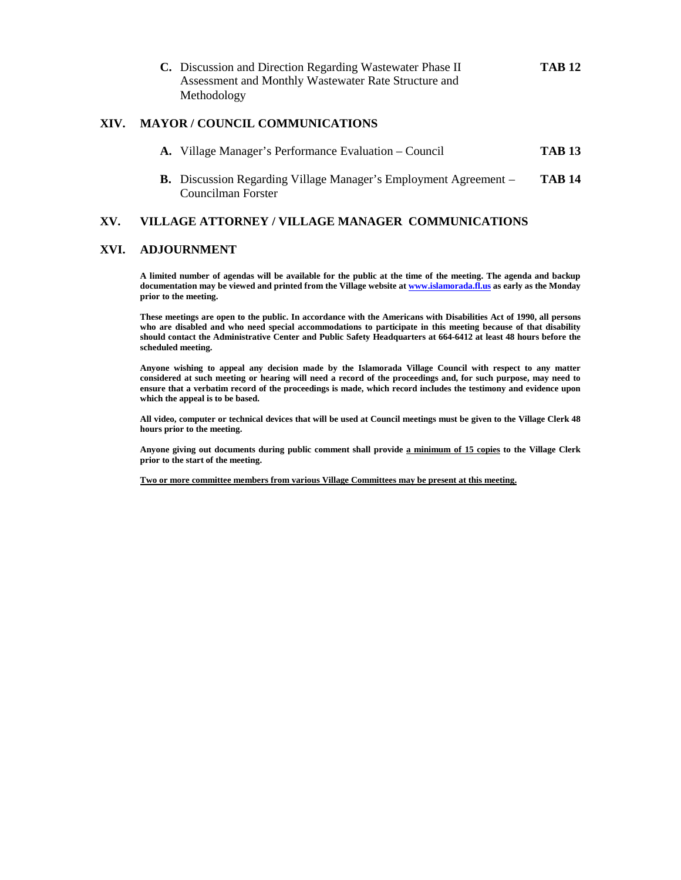**C.** Discussion and Direction Regarding Wastewater Phase II Assessment and Monthly Wastewater Rate Structure and Methodology **TAB 12**

## XIV. MAYOR / COUNCIL COMMUNICATIONS

**A.** Village Manager's Performance Evaluation – Council **TAB 13**

**B.** Discussion Regarding Village Manager's Employment Agreement – Councilman Forster **TAB 14**

## XV. VILLAGE ATTORNEY / VILLAGE MANAGER COMMUNICATIONS

## XVI. ADJOURNMENT

**A limited number of agendas will be available for the public at the time of the meeting. The agenda and backup documentation may be viewed and printed from the Village website at [www.islamorada.fl.us](http://www.islamorada.fl.us) as early as the Monday prior to the meeting.**

**These meetings are open to the public. In accordance with the Americans with Disabilities Act of 1990, all persons who are disabled and who need special accommodations to participate in this meeting because of that disability should contact the Administrative Center and Public Safety Headquarters at 664-6412 at least 48 hours before the scheduled meeting.**

**Anyone wishing to appeal any decision made by the Islamorada Village Council with respect to any matter considered at such meeting or hearing will need a record of the proceedings and, for such purpose, may need to ensure that a verbatim record of the proceedings is made, which record includes the testimony and evidence upon which the appeal is to be based.**

**All video, computer or technical devices that will be used at Council meetings must be given to the Village Clerk 48 hours prior to the meeting.**

**Anyone giving out documents during public comment shall provide <u>a minimum of 15 copies</u> to the Village Clerk prior to the start of the meeting.**

**<u>Two or more committee members from various Village Committees may be present at this meeting.</u>**